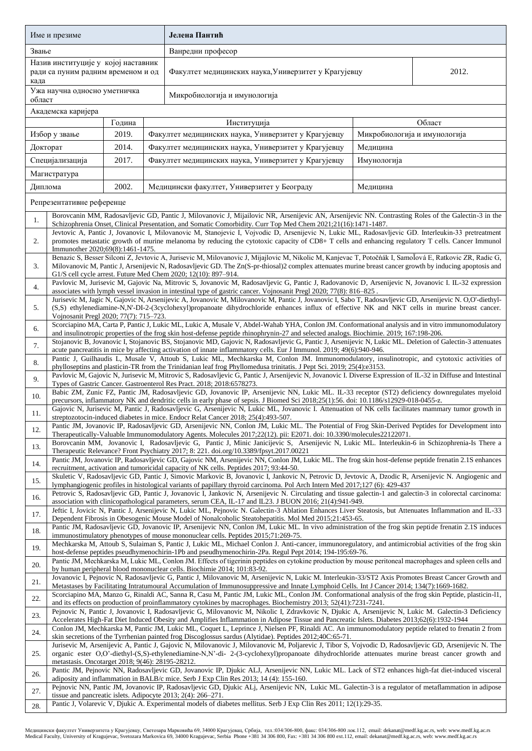| Име и презиме | | **Јелена Пантић** | | |
|---|---|---|---|---|
| Звање | | Ванредни професор | | |
| Назив институције у којој наставник ради са пуним радним временом и од када | | Факултет медицинских наука,Универзитет у Крагујевцу | | 2012. |
| Ужа научна односно уметничка област | | Микробиологија и имунологија | | |

Академска каријера

| | Година | Институција | Област |
|---|---|---|---|
| Избор у звање | 2019. | Факултет медицинских наука, Универзитет у Крагујевцу | Микробиологија и имунологија |
| Докторат | 2014. | Факултет медицинских наука, Универзитет у Крагујевцу | Медицина |
| Специјализација | 2017. | Факултет медицинских наука, Универзитет у Крагујевцу | Имунологија |
| Магистратура | | | |
| Диплома | 2002. | Медицински факултет, Универзитет у Београду | Медицина |

Репрезентативне референце

| | |
|---|---|
| 1. | Borovcanin MM, Radosavljevic GD, Pantic J, Milovanovic J, Mijailovic NR, Arsenijevic AN, Arsenijevic NN. Contrasting Roles of the Galectin-3 in the Schizophrenia Onset, Clinical Presentation, and Somatic Comorbidity. Curr Top Med Chem 2021;21(16):1471-1487. |
| 2. | Jevtovic A, Pantic J, Jovanovic I, Milovanovic M, Stanojevic I, Vojvodic D, Arsenijevic N, Lukic ML, Radosavljevic GD. Interleukin-33 pretreatment promotes metastatic growth of murine melanoma by reducing the cytotoxic capacity of CD8+ T cells and enhancing regulatory T cells. Cancer Immunol Immunother 2020;69(8):1461-1475. |
| 3. | Benazic S, Besser Silconi Z, Jevtovic A, Jurisevic M, Milovanovic J, Mijajlovic M, Nikolic M, Kanjevac T, Potočňák I, Samoľová E, Ratkovic ZR, Radic G, Milovanovic M, Pantic J, Arsenijevic N, Radosavljevic GD. The Zn(S-pr-thiosal)2 complex attenuates murine breast cancer growth by inducing apoptosis and G1/S cell cycle arrest. Future Med Chem 2020; 12(10): 897–914. |
| 4. | Pavlovic M, Jurisevic M, Gajovic Na, Mitrovic S, Jovanovic M, Radosavljevic G, Pantic J, Radovanovic D, Arsenijevic N, Jovanovic I. IL-32 expression associates with lymph vessel invasion in intestinal type of gastric cancer. Vojnosanit Pregl 2020; 77(8): 816–825 . |
| 5. | Jurisevic M, Jagic N, Gajovic N, Arsenijevic A, Jovanovic M, Milovanovic M, Pantic J, Jovanovic I, Sabo T, Radosavljevic GD, Arsenijevic N. O,O'-diethyl-(S,S) ethylenediamine-N,N'-DI-2-(3cyclohexyl)propanoate dihydrochloride enhances influx of effective NK and NKT cells in murine breast cancer. Vojnosanit Pregl 2020; 77(7): 715–723. |
| 6. | Scorciapino MA, Carta P, Pantic J, Lukic ML, Lukic A, Musale V, Abdel-Wahab YHA, Conlon JM. Conformational analysis and in vitro immunomodulatory and insulinotropic properties of the frog skin host-defense peptide rhinophrynin-27 and selected analogs. Biochimie. 2019; 167:198-206. |
| 7. | Stojanovic B, Jovanovic I, Stojanovic BS, Stojanovic MD, Gajovic N, Radosavljevic G, Pantic J, Arsenijevic N, Lukic ML. Deletion of Galectin-3 attenuates acute pancreatitis in mice by affecting activation of innate inflammatory cells. Eur J Immunol. 2019; 49(6):940-946. |
| 8. | Pantic J, Guilhaudis L, Musale V, Attoub S, Lukic ML, Mechkarska M, Conlon JM. Immunomodulatory, insulinotropic, and cytotoxic activities of phylloseptins and plasticin-TR from the Trinidanian leaf frog Phyllomedusa trinitatis. J Pept Sci. 2019; 25(4):e3153. |
| 9. | Pavlovic M, Gajovic N, Jurisevic M, Mitrovic S, Radosavljevic G, Pantic J, Arsenijevic N, Jovanovic I. Diverse Expression of IL-32 in Diffuse and Intestinal Types of Gastric Cancer. Gastroenterol Res Pract. 2018; 2018:6578273. |
| 10. | Babic ZM, Zunic FZ, Pantic JM, Radosavljevic GD, Jovanovic IP, Arsenijevic NN, Lukic ML. IL-33 receptor (ST2) deficiency downregulates myeloid precursors, inflammatory NK and dendritic cells in early phase of sepsis. J Biomed Sci 2018;25(1):56. doi: 10.1186/s12929-018-0455-z. |
| 11. | Gajovic N, Jurisevic M, Pantic J, Radosavljevic G, Arsenijevic N, Lukic ML, Jovanovic I. Attenuation of NK cells facilitates mammary tumor growth in streptozotocin-induced diabetes in mice. Endocr Relat Cancer 2018; 25(4):493-507. |
| 12. | Pantic JM, Jovanovic IP, Radosavljevic GD, Arsenijevic NN, Conlon JM, Lukic ML. The Potential of Frog Skin-Derived Peptides for Development into Therapeutically-Valuable Immunomodulatory Agents. Molecules 2017;22(12). pii: E2071. doi: 10.3390/molecules22122071. |
| 13. | Borovcanin MM, Jovanovic I, Radosavljevic G, Pantic J, Minic Janicijevic S, Arsenijevic N, Lukic ML. Interleukin-6 in Schizophrenia-Is There a Therapeutic Relevance? Front Psychiatry 2017; 8: 221. doi.org/10.3389/fpsyt.2017.00221 |
| 14. | Pantic JM, Jovanovic IP, Radosavljevic GD, Gajovic NM, Arsenijevic NN, Conlon JM, Lukic ML. The frog skin host-defense peptide frenatin 2.1S enhances recruitment, activation and tumoricidal capacity of NK cells. Peptides 2017; 93:44-50. |
| 15. | Skuletic V, Radosavljevic GD, Pantic J, Simovic Markovic B, Jovanovic I, Jankovic N, Petrovic D, Jevtovic A, Dzodic R, Arsenijevic N. Angiogenic and lymphangiogenic profiles in histological variants of papillary thyroid carcinoma. Pol Arch Intern Med 2017;127 (6): 429-437 |
| 16. | Petrovic S, Radosavljevic GD, Pantic J, Jovanovic I, Jankovic N, Arsenijevic N. Circulating and tissue galectin-1 and galectin-3 in colorectal carcinoma: association with clinicopathological parameters, serum CEA, IL-17 and IL23. J BUON 2016; 21(4):941-949. |
| 17. | Jeftic I, Jovicic N, Pantic J, Arsenijevic N, Lukic ML, Pejnovic N. Galectin-3 Ablation Enhances Liver Steatosis, but Attenuates Inflammation and IL-33 Dependent Fibrosis in Obesogenic Mouse Model of Nonalcoholic Steatohepatitis. Mol Med 2015;21:453-65. |
| 18. | Pantic JM, Radosavljevic GD, Jovanovic IP, Arsenijevic NN, Conlon JM, Lukic ML. In vivo administration of the frog skin peptide frenatin 2.1S induces immunostimulatory phenotypes of mouse mononuclear cells. Peptides 2015;71:269-75. |
| 19. | Mechkarska M, Attoub S, Sulaiman S, Pantic J, Lukic ML, Michael Conlon J. Anti-cancer, immunoregulatory, and antimicrobial activities of the frog skin host-defense peptides pseudhymenochirin-1Pb and pseudhymenochirin-2Pa. Regul Pept 2014; 194-195:69-76. |
| 20. | Pantic JM, Mechkarska M, Lukic ML, Conlon JM. Effects of tigerinin peptides on cytokine production by mouse peritoneal macrophages and spleen cells and by human peripheral blood mononuclear cells. Biochimie 2014; 101:83-92. |
| 21. | Jovanovic I, Pejnovic N, Radosavljevic G, Pantic J, Milovanovic M, Arsenijevic N, Lukic M. Interleukin-33/ST2 Axis Promotes Breast Cancer Growth and Metastases by Facilitating Intratumoural Accumulation of Immunosuppressive and Innate Lymphoid Cells. Int J Cancer 2014; 134(7):1669-1682. |
| 22. | Scorciapino MA, Manzo G, Rinaldi AC, Sanna R, Casu M, Pantic JM, Lukic ML, Conlon JM. Conformational analysis of the frog skin Peptide, plasticin-l1, and its effects on production of proinflammatory cytokines by macrophages. Biochemistry 2013; 52(41):7231-7241. |
| 23. | Pejnovic N, Pantic J, Jovanovic I, Radosavljevic G, Milovanovic M, Nikolic I, Zdravkovic N, Djukic A, Arsenijevic N, Lukic M. Galectin-3 Deficiency Accelerates High-Fat Diet Induced Obesity and Amplifies Inflammation in Adipose Tissue and Pancreatic Islets. Diabetes 2013;62(6):1932-1944 |
| 24. | Conlon JM, Mechkarska M, Pantic JM, Lukic ML, Coquet L, Leprince J, Nielsen PF, Rinaldi AC. An immunomodulatory peptide related to frenatin 2 from skin secretions of the Tyrrhenian painted frog Discoglossus sardus (Alytidae). Peptides 2012;40C:65-71. |
| 25. | Jurisevic M, Arsenijevic A, Pantic J, Gajovic N, Milovanovic J, Milovanovic M, Poljarevic J, Tibor S, Vojvodic D, Radosavljevic GD, Arsenijevic N. The organic ester O,O'-diethyl-(S,S)-ethylenediamine-N,N'-di- 2-(3-cyclohexyl)propanoate dihydrochloride attenuates murine breast cancer growth and metastasis. Oncotarget 2018; 9(46): 28195-28212. |
| 26. | Pantic JM, Pejnovic NN, Radosavljevic GD, Jovanovic IP, Djukic ALJ, Arsenijevic NN, Lukic ML. Lack of ST2 enhances high-fat diet-induced visceral adiposity and inflammation in BALB/c mice. Serb J Exp Clin Res 2013; 14 (4): 155-160. |
| 27. | Pejnovic NN, Pantic JM, Jovanovic IP, Radosavljevic GD, Djukic ALj, Arsenijevic NN, Lukic ML. Galectin-3 is a regulator of metaflammation in adipose tissue and pancreatic islets. Adipocyte 2013; 2(4): 266–271. |
| 28. | Pantic J, Volarevic V, Djukic A. Experimental models of diabetes mellitus. Serb J Exp Clin Res 2011; 12(1):29-35. |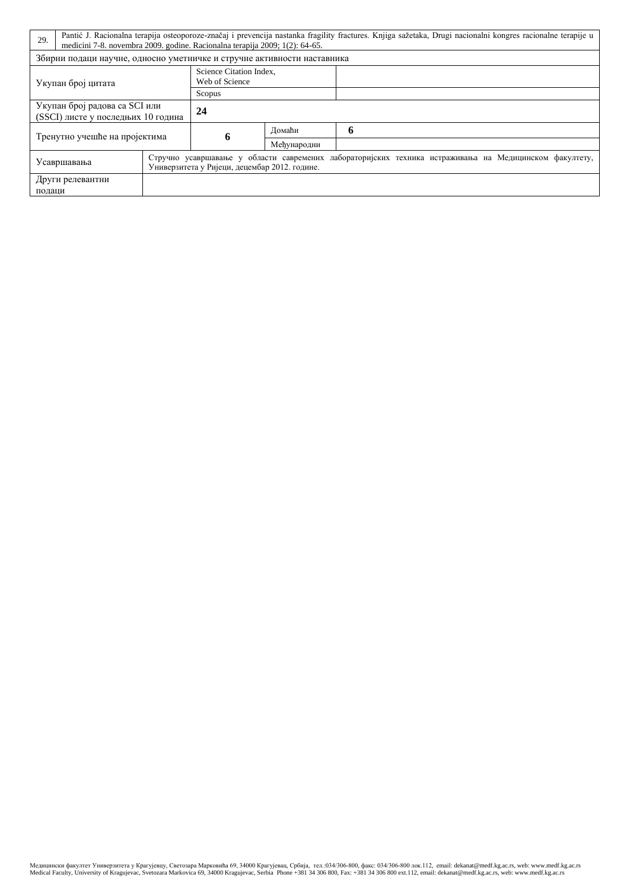| | | | | |
|---|---|---|---|---|
| 29. | Pantić J. Racionalna terapija osteoporoze-značaj i prevencija nastanka fragility fractures. Knjiga sažetaka, Drugi nacionalni kongres racionalne terapije u medicini 7-8. novembra 2009. godine. Racionalna terapija 2009; 1(2): 64-65. | | | |
| Збирни подаци научне, односно уметничке и стручне активности наставника | | | | |
| Укупан број цитата | | Science Citation Index, Web of Science | | |
| | | Scopus | | |
| Укупан број радова са SCI или (SSCI) листе у последњих 10 година | | **24** | | |
| Тренутно учешће на пројектима | | **6** | Домаћи | **6** |
| | | | Међународни | |
| Усавршавања | Стручно усавршавање у области савремених лабораторијских техника истраживања на Медицинском факултету, Универзитета у Ријеци, децембар 2012. године. | | | |
| Други релевантни подаци | | | | |